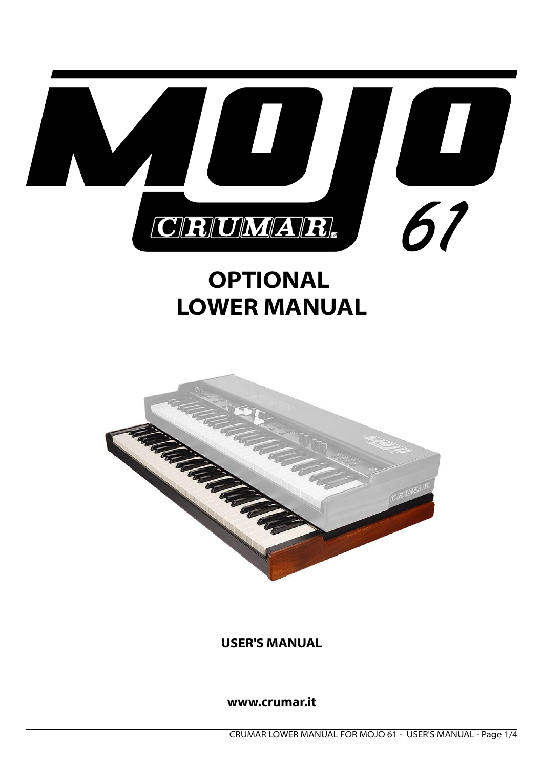# OPTIONAL LOWER MANUAL

**USER'S MANUAL**

**www.crumar.it**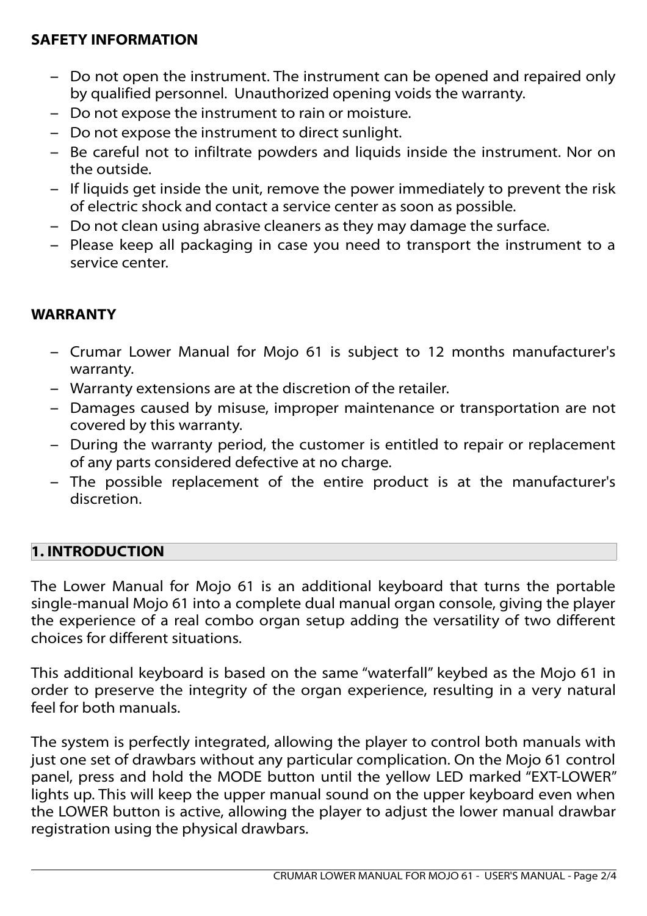## SAFETY INFORMATION

- Do not open the instrument. The instrument can be opened and repaired only by qualified personnel. Unauthorized opening voids the warranty.
- Do not expose the instrument to rain or moisture.
- Do not expose the instrument to direct sunlight.
- Be careful not to infiltrate powders and liquids inside the instrument. Nor on the outside.
- If liquids get inside the unit, remove the power immediately to prevent the risk of electric shock and contact a service center as soon as possible.
- Do not clean using abrasive cleaners as they may damage the surface.
- Please keep all packaging in case you need to transport the instrument to a service center.

## WARRANTY

- Crumar Lower Manual for Mojo 61 is subject to 12 months manufacturer's warranty.
- Warranty extensions are at the discretion of the retailer.
- Damages caused by misuse, improper maintenance or transportation are not covered by this warranty.
- During the warranty period, the customer is entitled to repair or replacement of any parts considered defective at no charge.
- The possible replacement of the entire product is at the manufacturer's discretion.

## 1. INTRODUCTION

The Lower Manual for Mojo 61 is an additional keyboard that turns the portable single-manual Mojo 61 into a complete dual manual organ console, giving the player the experience of a real combo organ setup adding the versatility of two different choices for different situations.

This additional keyboard is based on the same “waterfall” keybed as the Mojo 61 in order to preserve the integrity of the organ experience, resulting in a very natural feel for both manuals.

The system is perfectly integrated, allowing the player to control both manuals with just one set of drawbars without any particular complication. On the Mojo 61 control panel, press and hold the MODE button until the yellow LED marked “EXT-LOWER” lights up. This will keep the upper manual sound on the upper keyboard even when the LOWER button is active, allowing the player to adjust the lower manual drawbar registration using the physical drawbars.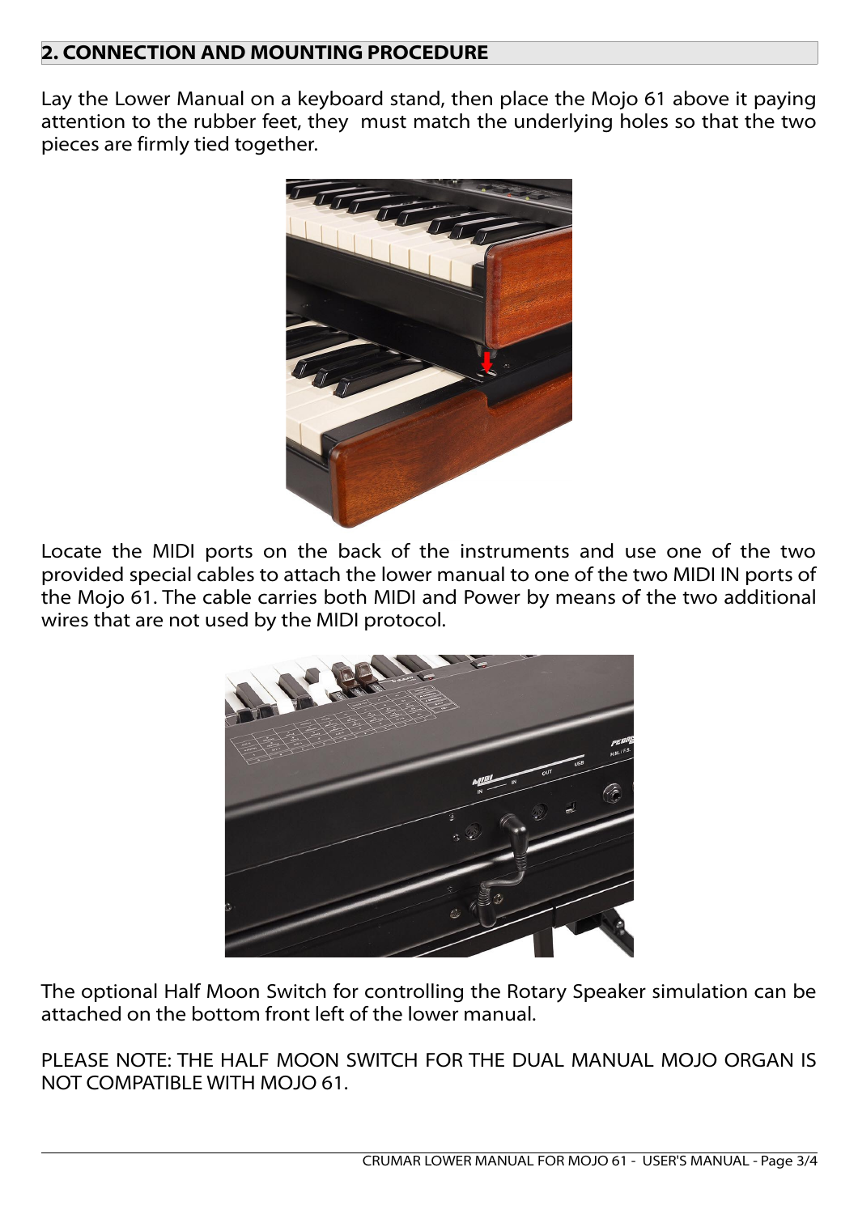## 2. CONNECTION AND MOUNTING PROCEDURE

Lay the Lower Manual on a keyboard stand, then place the Mojo 61 above it paying attention to the rubber feet, they must match the underlying holes so that the two pieces are firmly tied together.

Locate the MIDI ports on the back of the instruments and use one of the two provided special cables to attach the lower manual to one of the two MIDI IN ports of the Mojo 61. The cable carries both MIDI and Power by means of the two additional wires that are not used by the MIDI protocol.

The optional Half Moon Switch for controlling the Rotary Speaker simulation can be attached on the bottom front left of the lower manual.

PLEASE NOTE: THE HALF MOON SWITCH FOR THE DUAL MANUAL MOJO ORGAN IS NOT COMPATIBLE WITH MOJO 61.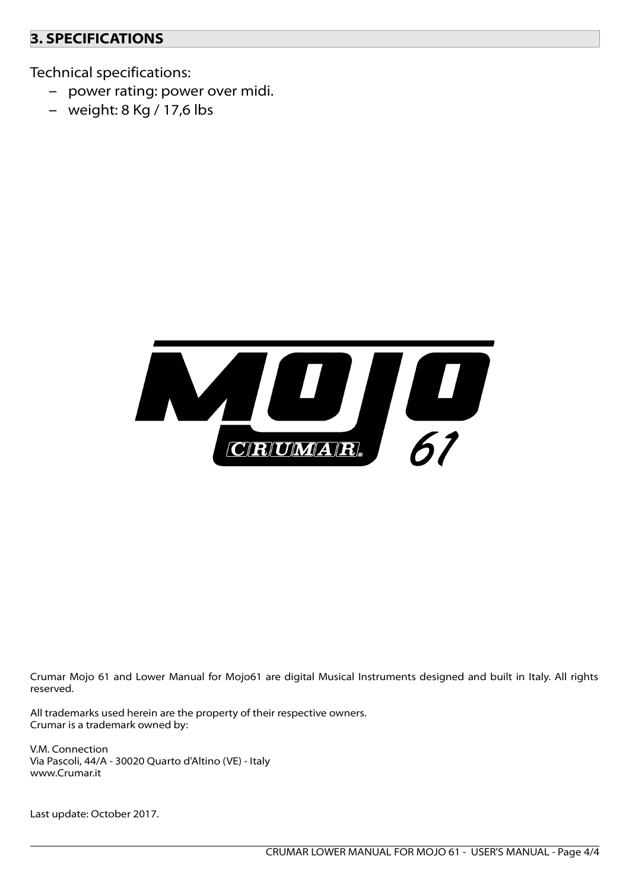## 3. SPECIFICATIONS

Technical specifications:

- power rating: power over midi.
- weight: 8 Kg / 17,6 lbs

Crumar Mojo 61 and Lower Manual for Mojo61 are digital Musical Instruments designed and built in Italy. All rights reserved.

All trademarks used herein are the property of their respective owners.
Crumar is a trademark owned by:

V.M. Connection
Via Pascoli, 44/A - 30020 Quarto d'Altino (VE) - Italy
www.Crumar.it

Last update: October 2017.